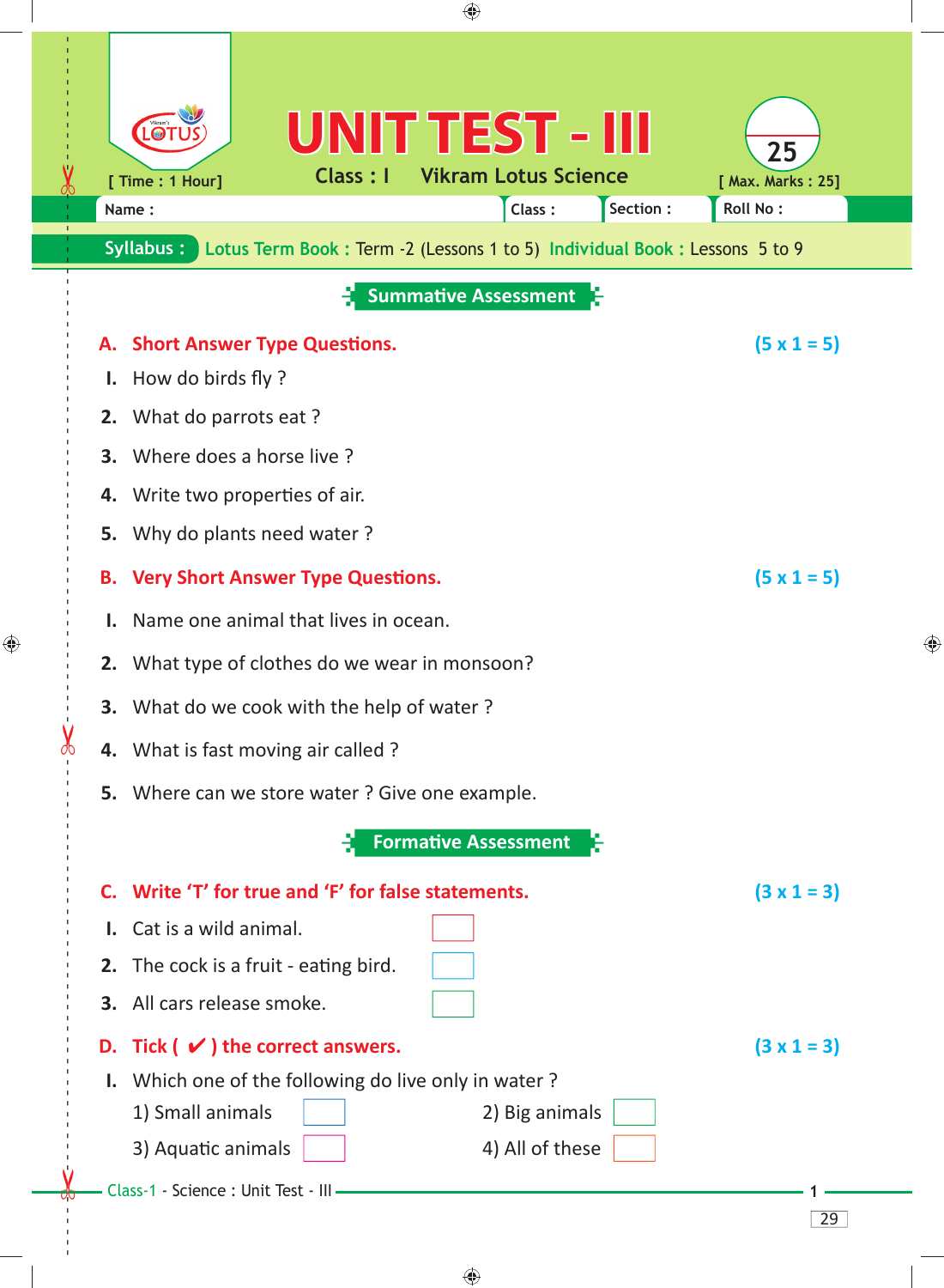# UNIT TEST - III

[ Time : 1 Hour]

Class : I    Vikram Lotus Science

25

[ Max. Marks : 25]

Name :    Class :    Section :    Roll No :

**Syllabus :** Lotus Term Book : Term -2 (Lessons 1 to 5)  Individual Book : Lessons 5 to 9

## Summative Assessment

### A. Short Answer Type Questions. (5 x 1 = 5)

1. How do birds fly ?
2. What do parrots eat ?
3. Where does a horse live ?
4. Write two properties of air.
5. Why do plants need water ?

### B. Very Short Answer Type Questions. (5 x 1 = 5)

1. Name one animal that lives in ocean.
2. What type of clothes do we wear in monsoon?
3. What do we cook with the help of water ?
4. What is fast moving air called ?
5. Where can we store water ? Give one example.

## Formative Assessment

### C. Write 'T' for true and 'F' for false statements. (3 x 1 = 3)

1. Cat is a wild animal. ☐
2. The cock is a fruit - eating bird. ☐
3. All cars release smoke. ☐

### D. Tick ( ✔ ) the correct answers. (3 x 1 = 3)

1. Which one of the following do live only in water ?

   1) Small animals ☐    2) Big animals ☐

   3) Aquatic animals ☐    4) All of these ☐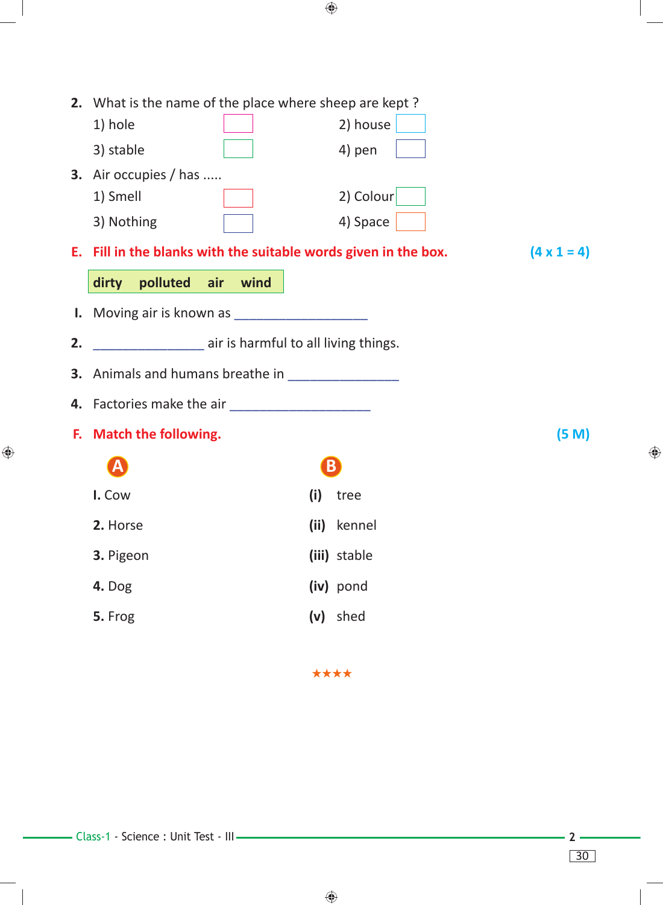**2.** What is the name of the place where sheep are kept ?

1) hole ☐ 2) house ☐

3) stable ☐ 4) pen ☐

**3.** Air occupies / has .....

1) Smell ☐ 2) Colour ☐

3) Nothing ☐ 4) Space ☐

## E. Fill in the blanks with the suitable words given in the box. (4 x 1 = 4)

**dirty polluted air wind**

**I.** Moving air is known as ___________________

**2.** _______________ air is harmful to all living things.

**3.** Animals and humans breathe in _______________

**4.** Factories make the air ____________________

## F. Match the following. (5 M)

| A | B |
|---|---|
| **I.** Cow | **(i)** tree |
| **2.** Horse | **(ii)** kennel |
| **3.** Pigeon | **(iii)** stable |
| **4.** Dog | **(iv)** pond |
| **5.** Frog | **(v)** shed |

★★★★